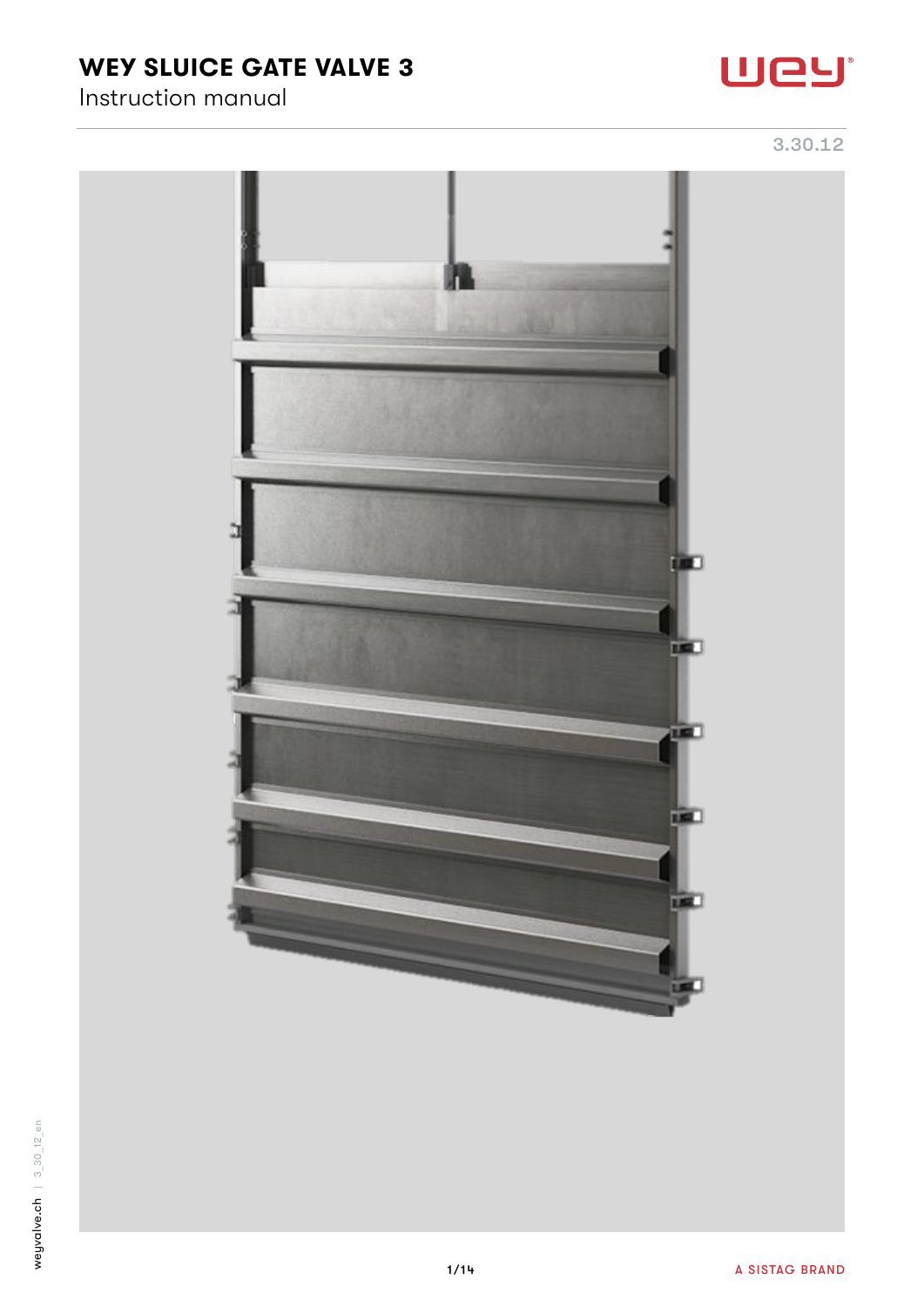# WEY SLUICE GATE VALVE 3

Instruction manual

3.30.12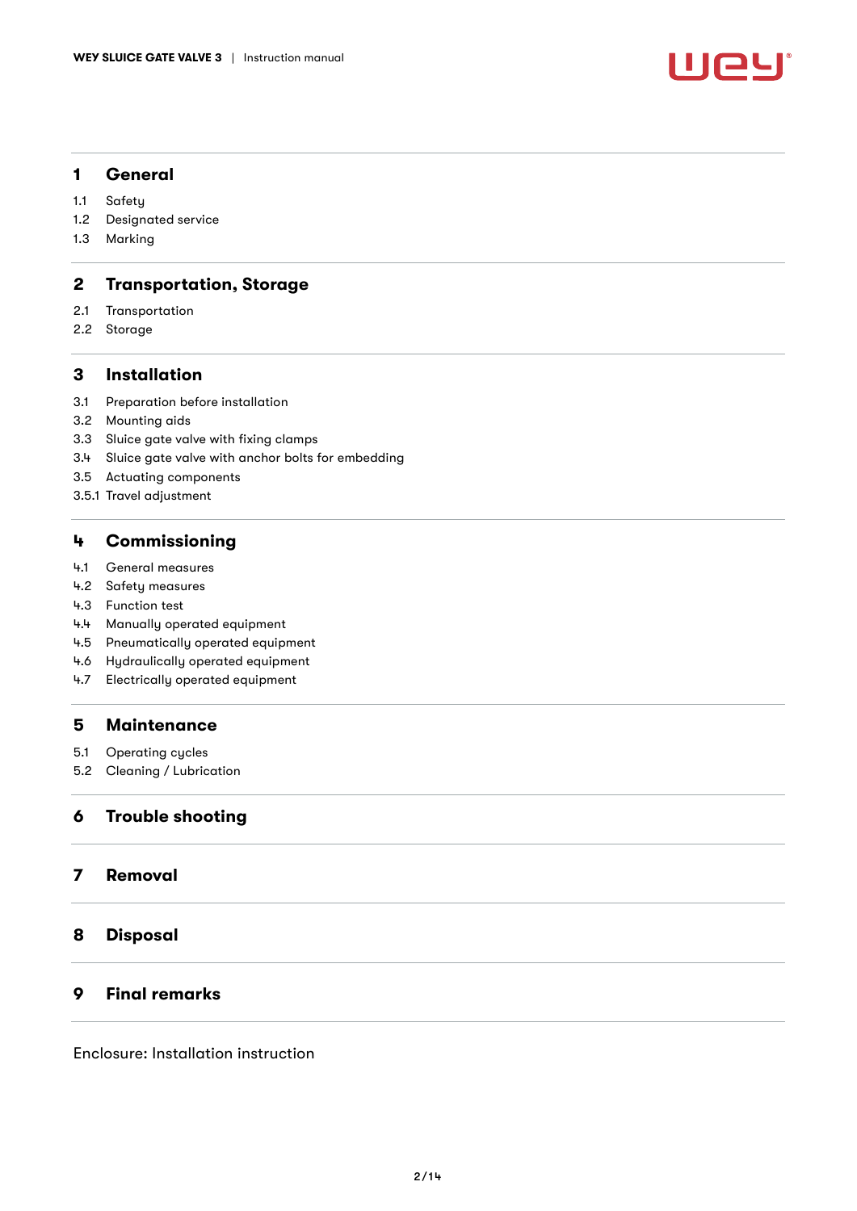## 1 General

1.1 Safety
1.2 Designated service
1.3 Marking

## 2 Transportation, Storage

2.1 Transportation
2.2 Storage

## 3 Installation

3.1 Preparation before installation
3.2 Mounting aids
3.3 Sluice gate valve with fixing clamps
3.4 Sluice gate valve with anchor bolts for embedding
3.5 Actuating components
3.5.1 Travel adjustment

## 4 Commissioning

4.1 General measures
4.2 Safety measures
4.3 Function test
4.4 Manually operated equipment
4.5 Pneumatically operated equipment
4.6 Hydraulically operated equipment
4.7 Electrically operated equipment

## 5 Maintenance

5.1 Operating cycles
5.2 Cleaning / Lubrication

## 6 Trouble shooting

## 7 Removal

## 8 Disposal

## 9 Final remarks

Enclosure: Installation instruction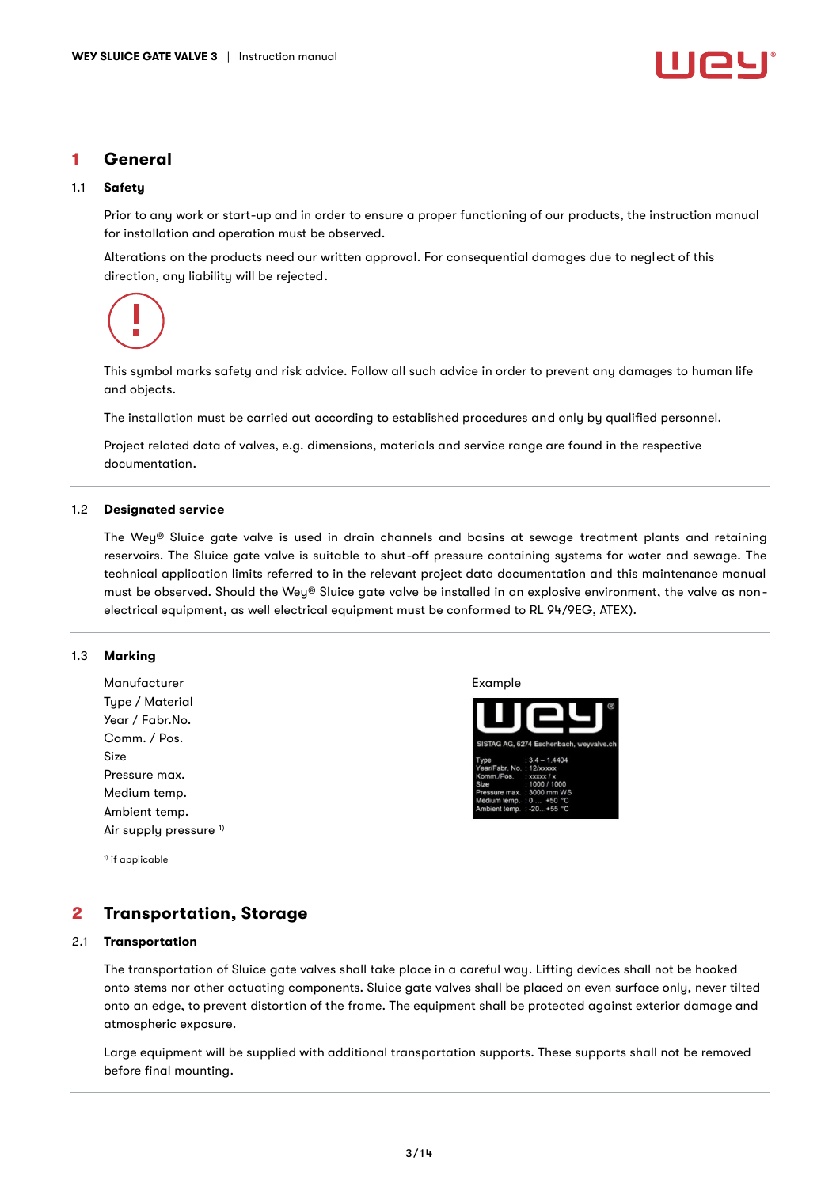# 1 General

## 1.1 Safety

Prior to any work or start-up and in order to ensure a proper functioning of our products, the instruction manual for installation and operation must be observed.

Alterations on the products need our written approval. For consequential damages due to neglect of this direction, any liability will be rejected.

This symbol marks safety and risk advice. Follow all such advice in order to prevent any damages to human life and objects.

The installation must be carried out according to established procedures and only by qualified personnel.

Project related data of valves, e.g. dimensions, materials and service range are found in the respective documentation.

## 1.2 Designated service

The Wey® Sluice gate valve is used in drain channels and basins at sewage treatment plants and retaining reservoirs. The Sluice gate valve is suitable to shut-off pressure containing systems for water and sewage. The technical application limits referred to in the relevant project data documentation and this maintenance manual must be observed. Should the Wey® Sluice gate valve be installed in an explosive environment, the valve as non-electrical equipment, as well electrical equipment must be conformed to RL 94/9EG, ATEX).

## 1.3 Marking

Manufacturer
Type / Material
Year / Fabr.No.
Comm. / Pos.
Size
Pressure max.
Medium temp.
Ambient temp.
Air supply pressure [1)]

[1)] if applicable

Example

wey®
SISTAG AG, 6274 Eschenbach, weyvalve.ch

| | |
|---|---|
| Type | : 3.4 – 1.4404 |
| Year/Fabr. No. | : 12/xxxxx |
| Komm./Pos. | : xxxxx / x |
| Size | : 1000 / 1000 |
| Pressure max. | : 3000 mm WS |
| Medium temp. | : 0 ... +50 °C |
| Ambient temp. | : -20...+55 °C |

# 2 Transportation, Storage

## 2.1 Transportation

The transportation of Sluice gate valves shall take place in a careful way. Lifting devices shall not be hooked onto stems nor other actuating components. Sluice gate valves shall be placed on even surface only, never tilted onto an edge, to prevent distortion of the frame. The equipment shall be protected against exterior damage and atmospheric exposure.

Large equipment will be supplied with additional transportation supports. These supports shall not be removed before final mounting.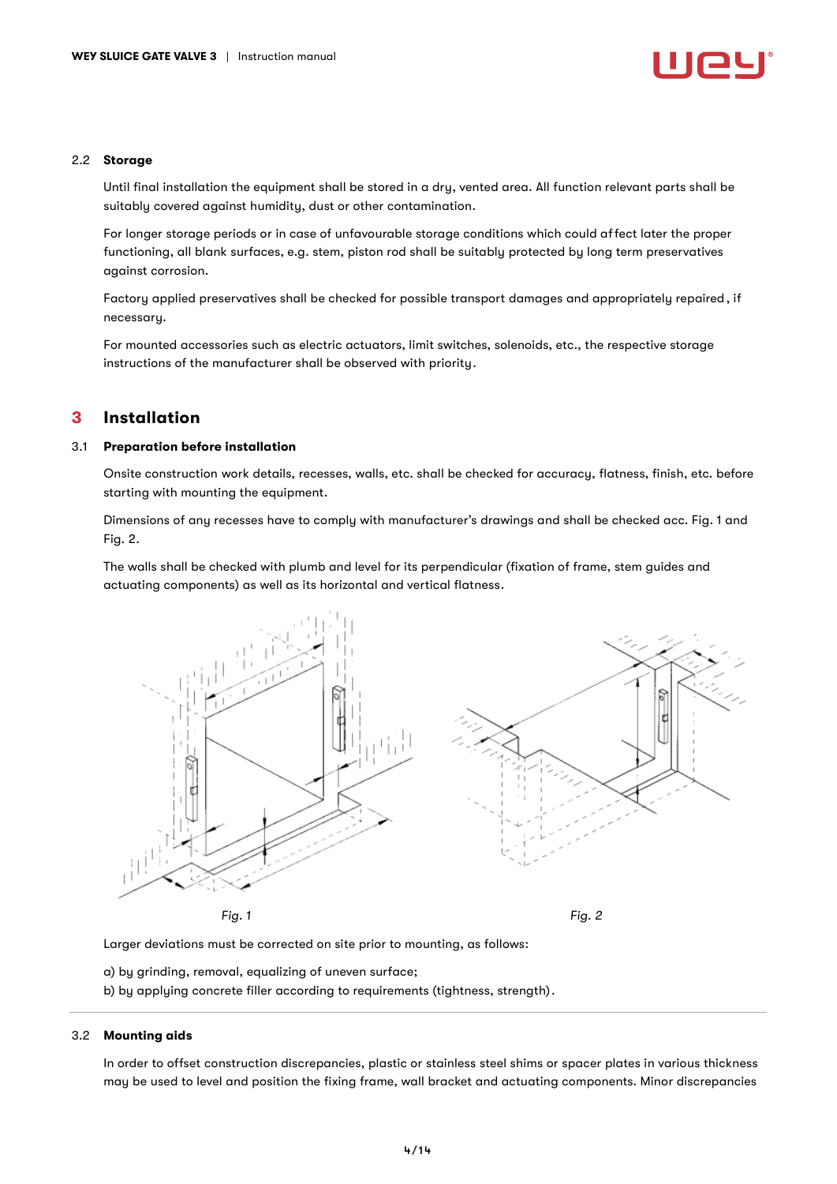### 2.2 Storage

Until final installation the equipment shall be stored in a dry, vented area. All function relevant parts shall be suitably covered against humidity, dust or other contamination.

For longer storage periods or in case of unfavourable storage conditions which could affect later the proper functioning, all blank surfaces, e.g. stem, piston rod shall be suitably protected by long term preservatives against corrosion.

Factory applied preservatives shall be checked for possible transport damages and appropriately repaired, if necessary.

For mounted accessories such as electric actuators, limit switches, solenoids, etc., the respective storage instructions of the manufacturer shall be observed with priority.

## 3 Installation

### 3.1 Preparation before installation

Onsite construction work details, recesses, walls, etc. shall be checked for accuracy, flatness, finish, etc. before starting with mounting the equipment.

Dimensions of any recesses have to comply with manufacturer's drawings and shall be checked acc. Fig. 1 and Fig. 2.

The walls shall be checked with plumb and level for its perpendicular (fixation of frame, stem guides and actuating components) as well as its horizontal and vertical flatness.

*Fig. 1*

*Fig. 2*

Larger deviations must be corrected on site prior to mounting, as follows:

a) by grinding, removal, equalizing of uneven surface;
b) by applying concrete filler according to requirements (tightness, strength).

### 3.2 Mounting aids

In order to offset construction discrepancies, plastic or stainless steel shims or spacer plates in various thickness may be used to level and position the fixing frame, wall bracket and actuating components. Minor discrepancies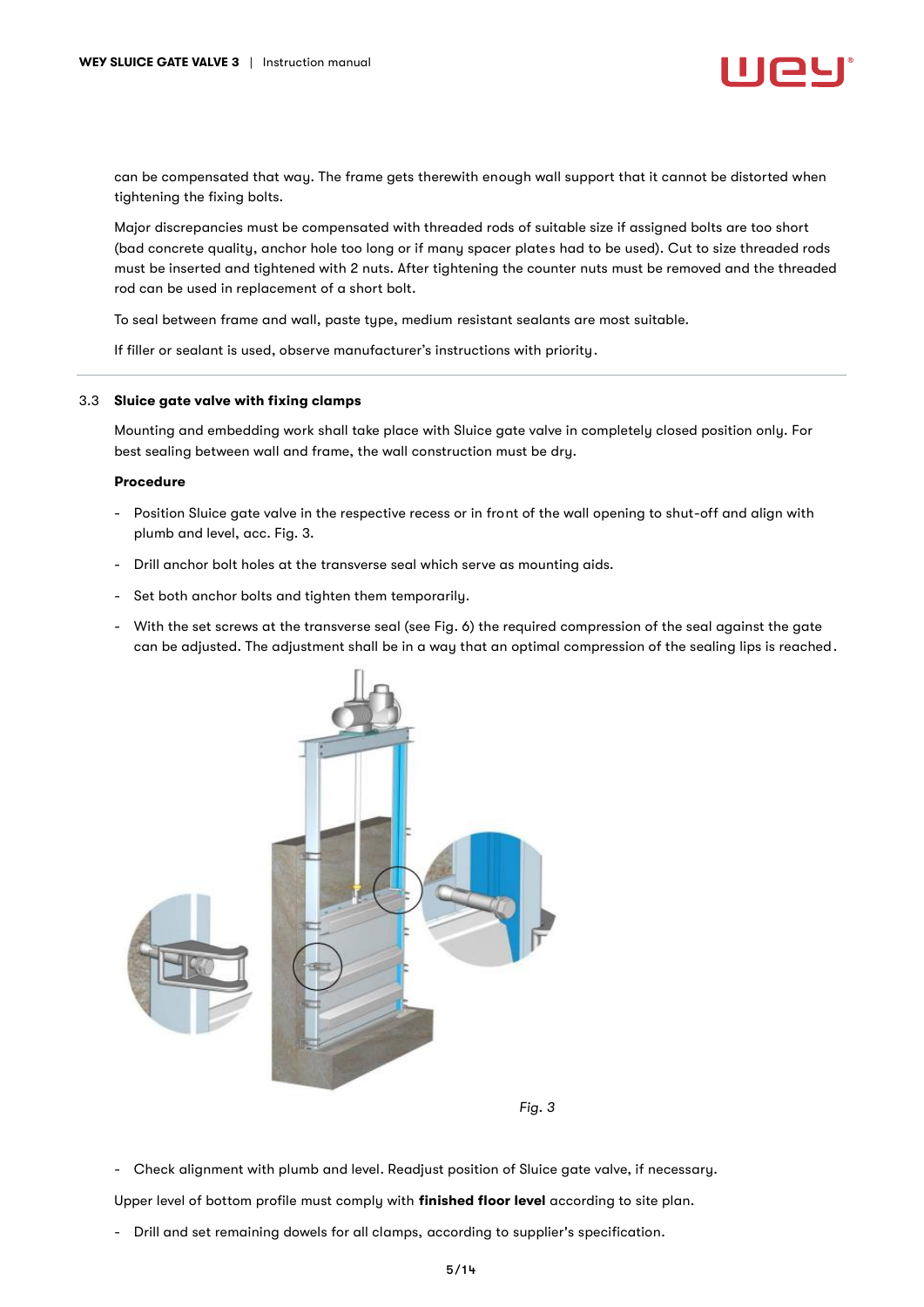can be compensated that way. The frame gets therewith enough wall support that it cannot be distorted when tightening the fixing bolts.

Major discrepancies must be compensated with threaded rods of suitable size if assigned bolts are too short (bad concrete quality, anchor hole too long or if many spacer plates had to be used). Cut to size threaded rods must be inserted and tightened with 2 nuts. After tightening the counter nuts must be removed and the threaded rod can be used in replacement of a short bolt.

To seal between frame and wall, paste type, medium resistant sealants are most suitable.

If filler or sealant is used, observe manufacturer's instructions with priority.

## 3.3 Sluice gate valve with fixing clamps

Mounting and embedding work shall take place with Sluice gate valve in completely closed position only. For best sealing between wall and frame, the wall construction must be dry.

**Procedure**

- Position Sluice gate valve in the respective recess or in front of the wall opening to shut-off and align with plumb and level, acc. Fig. 3.
- Drill anchor bolt holes at the transverse seal which serve as mounting aids.
- Set both anchor bolts and tighten them temporarily.
- With the set screws at the transverse seal (see Fig. 6) the required compression of the seal against the gate can be adjusted. The adjustment shall be in a way that an optimal compression of the sealing lips is reached.

*Fig. 3*

- Check alignment with plumb and level. Readjust position of Sluice gate valve, if necessary.

Upper level of bottom profile must comply with **finished floor level** according to site plan.

- Drill and set remaining dowels for all clamps, according to supplier's specification.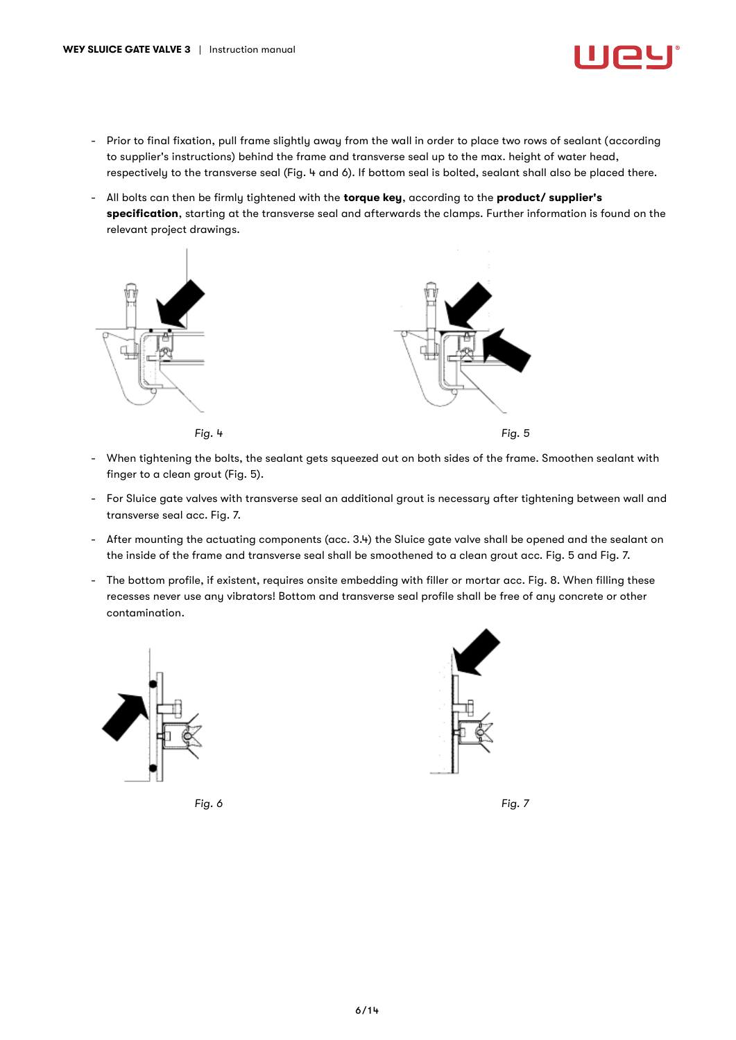- Prior to final fixation, pull frame slightly away from the wall in order to place two rows of sealant (according to supplier's instructions) behind the frame and transverse seal up to the max. height of water head, respectively to the transverse seal (Fig. 4 and 6). If bottom seal is bolted, sealant shall also be placed there.
- All bolts can then be firmly tightened with the **torque key**, according to the **product/ supplier's specification**, starting at the transverse seal and afterwards the clamps. Further information is found on the relevant project drawings.

*Fig. 4*

*Fig. 5*

- When tightening the bolts, the sealant gets squeezed out on both sides of the frame. Smoothen sealant with finger to a clean grout (Fig. 5).
- For Sluice gate valves with transverse seal an additional grout is necessary after tightening between wall and transverse seal acc. Fig. 7.
- After mounting the actuating components (acc. 3.4) the Sluice gate valve shall be opened and the sealant on the inside of the frame and transverse seal shall be smoothened to a clean grout acc. Fig. 5 and Fig. 7.
- The bottom profile, if existent, requires onsite embedding with filler or mortar acc. Fig. 8. When filling these recesses never use any vibrators! Bottom and transverse seal profile shall be free of any concrete or other contamination.

*Fig. 6*

*Fig. 7*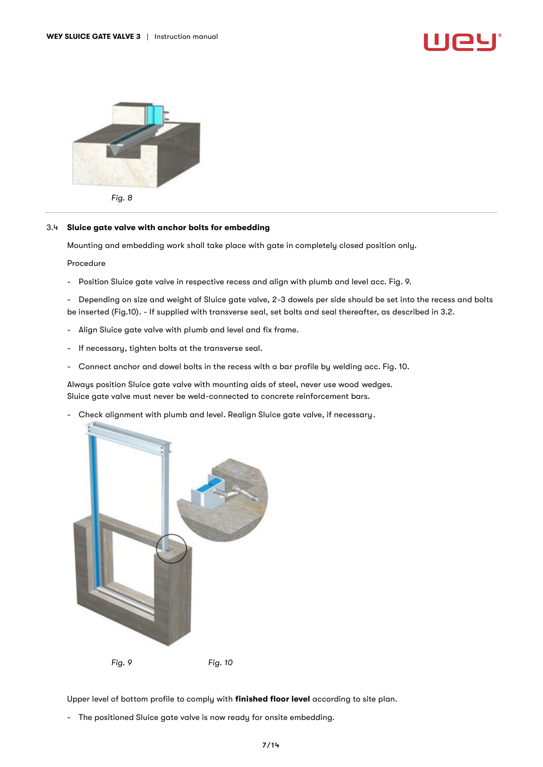Fig. 8

### 3.4 Sluice gate valve with anchor bolts for embedding

Mounting and embedding work shall take place with gate in completely closed position only.

Procedure

- Position Sluice gate valve in respective recess and align with plumb and level acc. Fig. 9.

- Depending on size and weight of Sluice gate valve, 2-3 dowels per side should be set into the recess and bolts be inserted (Fig.10). - If supplied with transverse seal, set bolts and seal thereafter, as described in 3.2.

- Align Sluice gate valve with plumb and level and fix frame.

- If necessary, tighten bolts at the transverse seal.

- Connect anchor and dowel bolts in the recess with a bar profile by welding acc. Fig. 10.

Always position Sluice gate valve with mounting aids of steel, never use wood wedges.
Sluice gate valve must never be weld-connected to concrete reinforcement bars.

- Check alignment with plumb and level. Realign Sluice gate valve, if necessary.

*Fig. 9* *Fig. 10*

Upper level of bottom profile to comply with **finished floor level** according to site plan.

- The positioned Sluice gate valve is now ready for onsite embedding.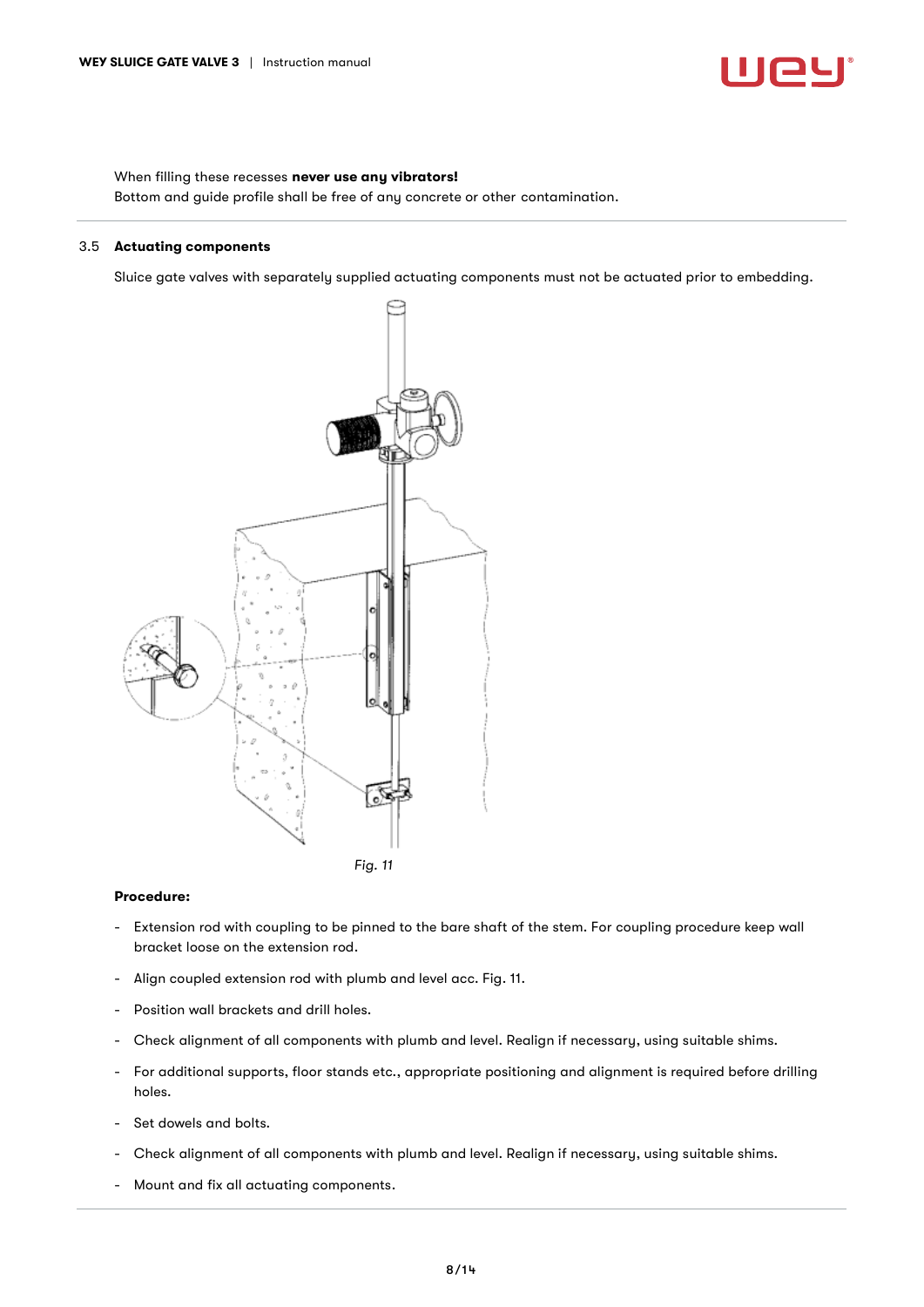When filling these recesses **never use any vibrators!**
Bottom and guide profile shall be free of any concrete or other contamination.

## 3.5 Actuating components

Sluice gate valves with separately supplied actuating components must not be actuated prior to embedding.

*Fig. 11*

**Procedure:**

- Extension rod with coupling to be pinned to the bare shaft of the stem. For coupling procedure keep wall bracket loose on the extension rod.
- Align coupled extension rod with plumb and level acc. Fig. 11.
- Position wall brackets and drill holes.
- Check alignment of all components with plumb and level. Realign if necessary, using suitable shims.
- For additional supports, floor stands etc., appropriate positioning and alignment is required before drilling holes.
- Set dowels and bolts.
- Check alignment of all components with plumb and level. Realign if necessary, using suitable shims.
- Mount and fix all actuating components.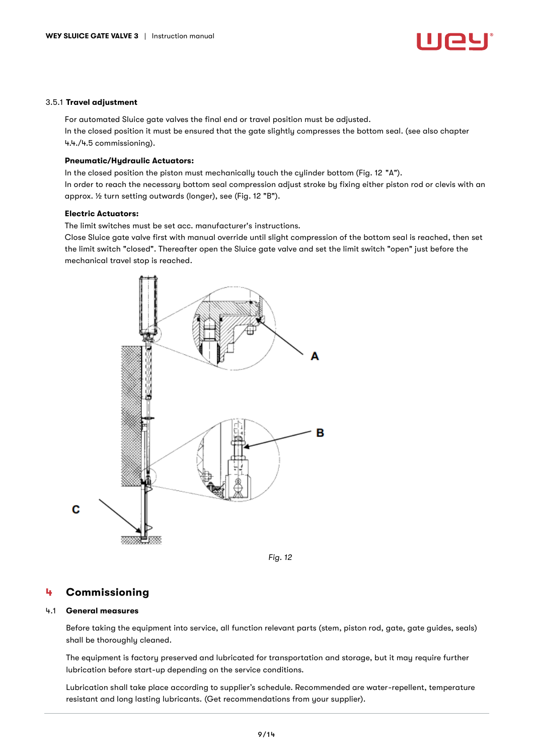### 3.5.1 Travel adjustment

For automated Sluice gate valves the final end or travel position must be adjusted.
In the closed position it must be ensured that the gate slightly compresses the bottom seal. (see also chapter 4.4./4.5 commissioning).

**Pneumatic/Hydraulic Actuators:**
In the closed position the piston must mechanically touch the cylinder bottom (Fig. 12 "A").
In order to reach the necessary bottom seal compression adjust stroke by fixing either piston rod or clevis with an approx. ½ turn setting outwards (longer), see (Fig. 12 "B").

**Electric Actuators:**
The limit switches must be set acc. manufacturer's instructions.
Close Sluice gate valve first with manual override until slight compression of the bottom seal is reached, then set the limit switch "closed". Thereafter open the Sluice gate valve and set the limit switch "open" just before the mechanical travel stop is reached.

A

B

C

*Fig. 12*

# 4 Commissioning

## 4.1 General measures

Before taking the equipment into service, all function relevant parts (stem, piston rod, gate, gate guides, seals) shall be thoroughly cleaned.

The equipment is factory preserved and lubricated for transportation and storage, but it may require further lubrication before start-up depending on the service conditions.

Lubrication shall take place according to supplier's schedule. Recommended are water-repellent, temperature resistant and long lasting lubricants. (Get recommendations from your supplier).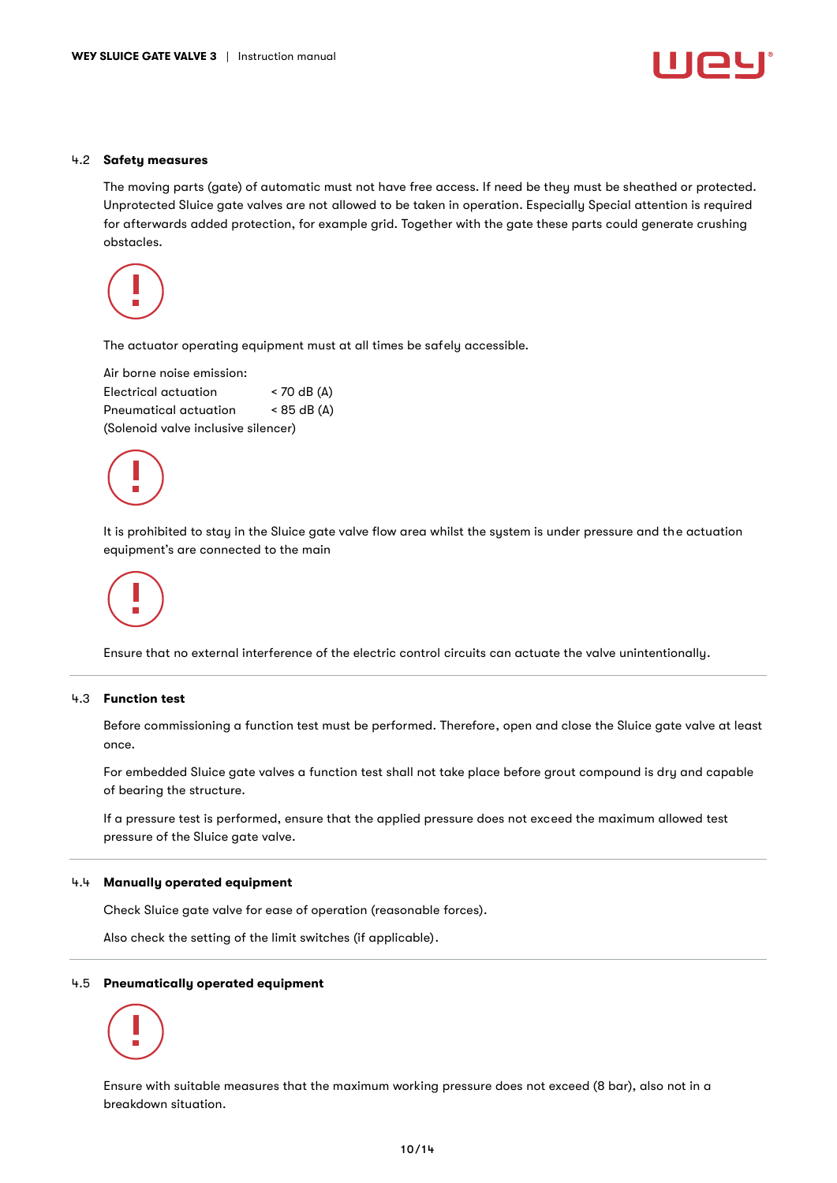### 4.2 Safety measures

The moving parts (gate) of automatic must not have free access. If need be they must be sheathed or protected. Unprotected Sluice gate valves are not allowed to be taken in operation. Especially Special attention is required for afterwards added protection, for example grid. Together with the gate these parts could generate crushing obstacles.

The actuator operating equipment must at all times be safely accessible.

Air borne noise emission:

| | |
|---|---|
| Electrical actuation | < 70 dB (A) |
| Pneumatical actuation | < 85 dB (A) |

(Solenoid valve inclusive silencer)

It is prohibited to stay in the Sluice gate valve flow area whilst the system is under pressure and the actuation equipment's are connected to the main

Ensure that no external interference of the electric control circuits can actuate the valve unintentionally.

### 4.3 Function test

Before commissioning a function test must be performed. Therefore, open and close the Sluice gate valve at least once.

For embedded Sluice gate valves a function test shall not take place before grout compound is dry and capable of bearing the structure.

If a pressure test is performed, ensure that the applied pressure does not exceed the maximum allowed test pressure of the Sluice gate valve.

### 4.4 Manually operated equipment

Check Sluice gate valve for ease of operation (reasonable forces).

Also check the setting of the limit switches (if applicable).

### 4.5 Pneumatically operated equipment

Ensure with suitable measures that the maximum working pressure does not exceed (8 bar), also not in a breakdown situation.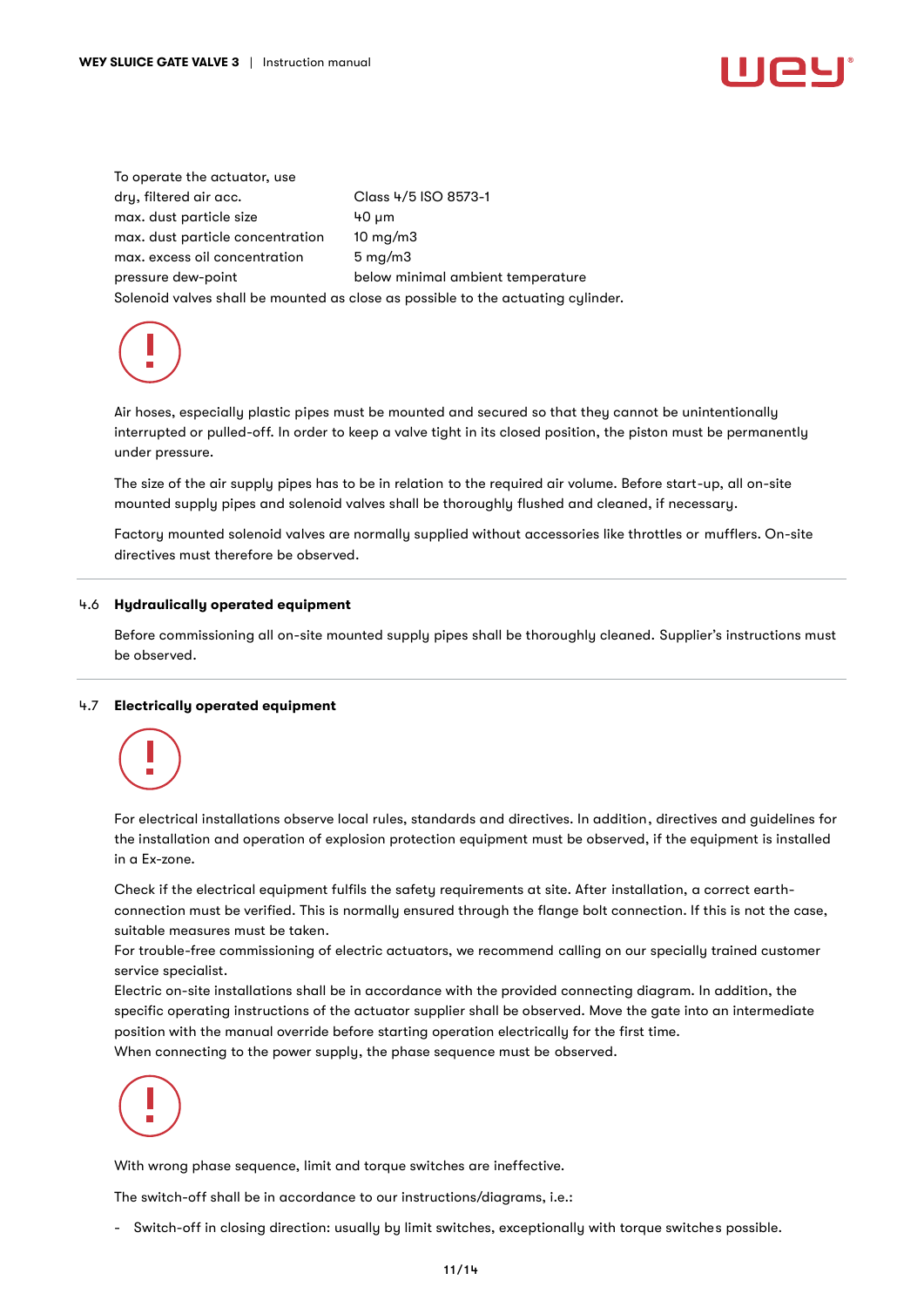To operate the actuator, use

| | |
|---|---|
| dry, filtered air acc. | Class 4/5 ISO 8573-1 |
| max. dust particle size | 40 µm |
| max. dust particle concentration | 10 mg/m3 |
| max. excess oil concentration | 5 mg/m3 |
| pressure dew-point | below minimal ambient temperature |

Solenoid valves shall be mounted as close as possible to the actuating cylinder.

**!**

Air hoses, especially plastic pipes must be mounted and secured so that they cannot be unintentionally interrupted or pulled-off. In order to keep a valve tight in its closed position, the piston must be permanently under pressure.

The size of the air supply pipes has to be in relation to the required air volume. Before start-up, all on-site mounted supply pipes and solenoid valves shall be thoroughly flushed and cleaned, if necessary.

Factory mounted solenoid valves are normally supplied without accessories like throttles or mufflers. On-site directives must therefore be observed.

## 4.6 Hydraulically operated equipment

Before commissioning all on-site mounted supply pipes shall be thoroughly cleaned. Supplier's instructions must be observed.

## 4.7 Electrically operated equipment

**!**

For electrical installations observe local rules, standards and directives. In addition, directives and guidelines for the installation and operation of explosion protection equipment must be observed, if the equipment is installed in a Ex-zone.

Check if the electrical equipment fulfils the safety requirements at site. After installation, a correct earth-connection must be verified. This is normally ensured through the flange bolt connection. If this is not the case, suitable measures must be taken.
For trouble-free commissioning of electric actuators, we recommend calling on our specially trained customer service specialist.
Electric on-site installations shall be in accordance with the provided connecting diagram. In addition, the specific operating instructions of the actuator supplier shall be observed. Move the gate into an intermediate position with the manual override before starting operation electrically for the first time.
When connecting to the power supply, the phase sequence must be observed.

**!**

With wrong phase sequence, limit and torque switches are ineffective.

The switch-off shall be in accordance to our instructions/diagrams, i.e.:

- Switch-off in closing direction: usually by limit switches, exceptionally with torque switches possible.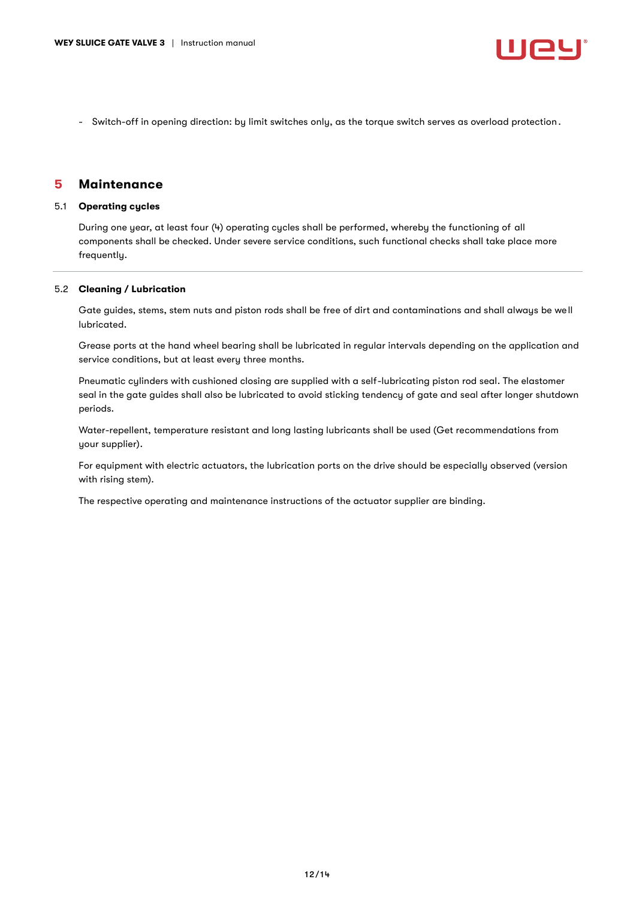- Switch-off in opening direction: by limit switches only, as the torque switch serves as overload protection.

# 5 Maintenance

## 5.1 Operating cycles

During one year, at least four (4) operating cycles shall be performed, whereby the functioning of all components shall be checked. Under severe service conditions, such functional checks shall take place more frequently.

---

## 5.2 Cleaning / Lubrication

Gate guides, stems, stem nuts and piston rods shall be free of dirt and contaminations and shall always be well lubricated.

Grease ports at the hand wheel bearing shall be lubricated in regular intervals depending on the application and service conditions, but at least every three months.

Pneumatic cylinders with cushioned closing are supplied with a self-lubricating piston rod seal. The elastomer seal in the gate guides shall also be lubricated to avoid sticking tendency of gate and seal after longer shutdown periods.

Water-repellent, temperature resistant and long lasting lubricants shall be used (Get recommendations from your supplier).

For equipment with electric actuators, the lubrication ports on the drive should be especially observed (version with rising stem).

The respective operating and maintenance instructions of the actuator supplier are binding.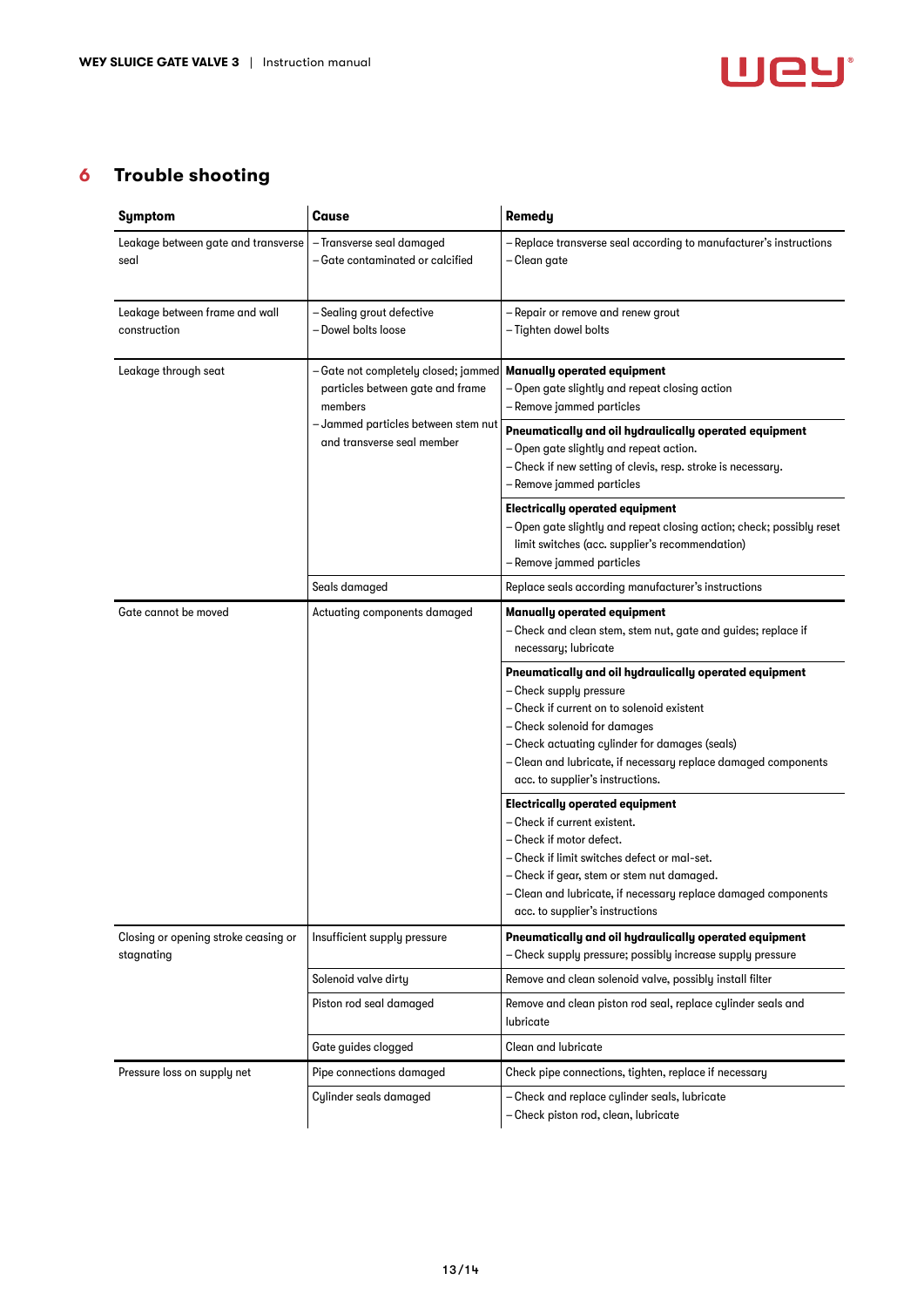# 6 Trouble shooting

| Symptom | Cause | Remedy |
|---|---|---|
| Leakage between gate and transverse seal | – Transverse seal damaged<br>– Gate contaminated or calcified | – Replace transverse seal according to manufacturer's instructions<br>– Clean gate |
| Leakage between frame and wall construction | – Sealing grout defective<br>– Dowel bolts loose | – Repair or remove and renew grout<br>– Tighten dowel bolts |
| Leakage through seat | – Gate not completely closed; jammed particles between gate and frame members<br>– Jammed particles between stem nut and transverse seal member | **Manually operated equipment**<br>– Open gate slightly and repeat closing action<br>– Remove jammed particles<br>**Pneumatically and oil hydraulically operated equipment**<br>– Open gate slightly and repeat action.<br>– Check if new setting of clevis, resp. stroke is necessary.<br>– Remove jammed particles<br>**Electrically operated equipment**<br>– Open gate slightly and repeat closing action; check; possibly reset limit switches (acc. supplier's recommendation)<br>– Remove jammed particles |
| | Seals damaged | Replace seals according manufacturer's instructions |
| Gate cannot be moved | Actuating components damaged | **Manually operated equipment**<br>– Check and clean stem, stem nut, gate and guides; replace if necessary; lubricate<br>**Pneumatically and oil hydraulically operated equipment**<br>– Check supply pressure<br>– Check if current on to solenoid existent<br>– Check solenoid for damages<br>– Check actuating cylinder for damages (seals)<br>– Clean and lubricate, if necessary replace damaged components acc. to supplier's instructions.<br>**Electrically operated equipment**<br>– Check if current existent.<br>– Check if motor defect.<br>– Check if limit switches defect or mal-set.<br>– Check if gear, stem or stem nut damaged.<br>– Clean and lubricate, if necessary replace damaged components acc. to supplier's instructions |
| Closing or opening stroke ceasing or stagnating | Insufficient supply pressure | **Pneumatically and oil hydraulically operated equipment**<br>– Check supply pressure; possibly increase supply pressure |
| | Solenoid valve dirty | Remove and clean solenoid valve, possibly install filter |
| | Piston rod seal damaged | Remove and clean piston rod seal, replace cylinder seals and lubricate |
| | Gate guides clogged | Clean and lubricate |
| Pressure loss on supply net | Pipe connections damaged | Check pipe connections, tighten, replace if necessary |
| | Cylinder seals damaged | – Check and replace cylinder seals, lubricate<br>– Check piston rod, clean, lubricate |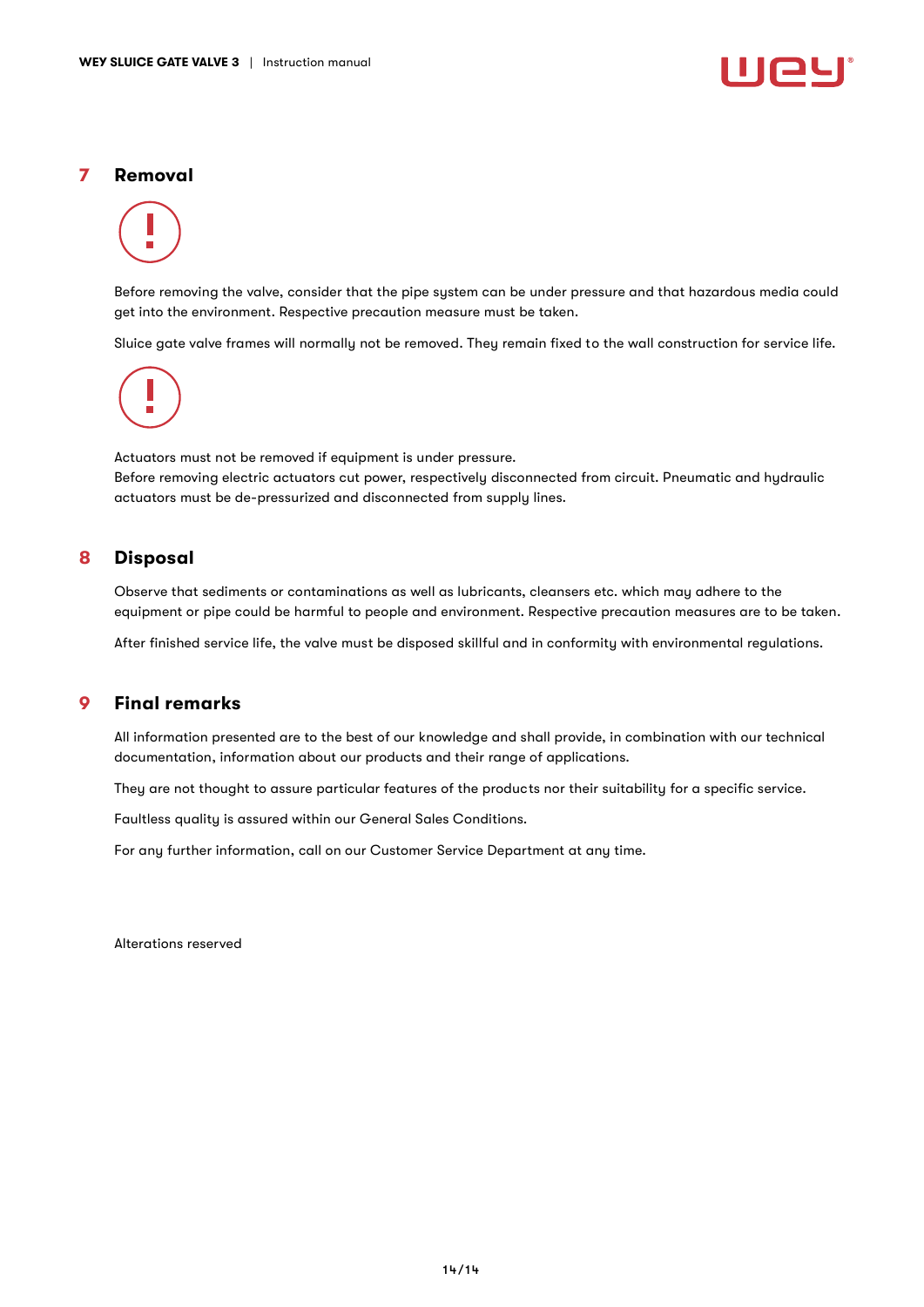## 7 Removal

Before removing the valve, consider that the pipe system can be under pressure and that hazardous media could get into the environment. Respective precaution measure must be taken.

Sluice gate valve frames will normally not be removed. They remain fixed to the wall construction for service life.

Actuators must not be removed if equipment is under pressure.
Before removing electric actuators cut power, respectively disconnected from circuit. Pneumatic and hydraulic actuators must be de-pressurized and disconnected from supply lines.

## 8 Disposal

Observe that sediments or contaminations as well as lubricants, cleansers etc. which may adhere to the equipment or pipe could be harmful to people and environment. Respective precaution measures are to be taken.

After finished service life, the valve must be disposed skillful and in conformity with environmental regulations.

## 9 Final remarks

All information presented are to the best of our knowledge and shall provide, in combination with our technical documentation, information about our products and their range of applications.

They are not thought to assure particular features of the products nor their suitability for a specific service.

Faultless quality is assured within our General Sales Conditions.

For any further information, call on our Customer Service Department at any time.

Alterations reserved